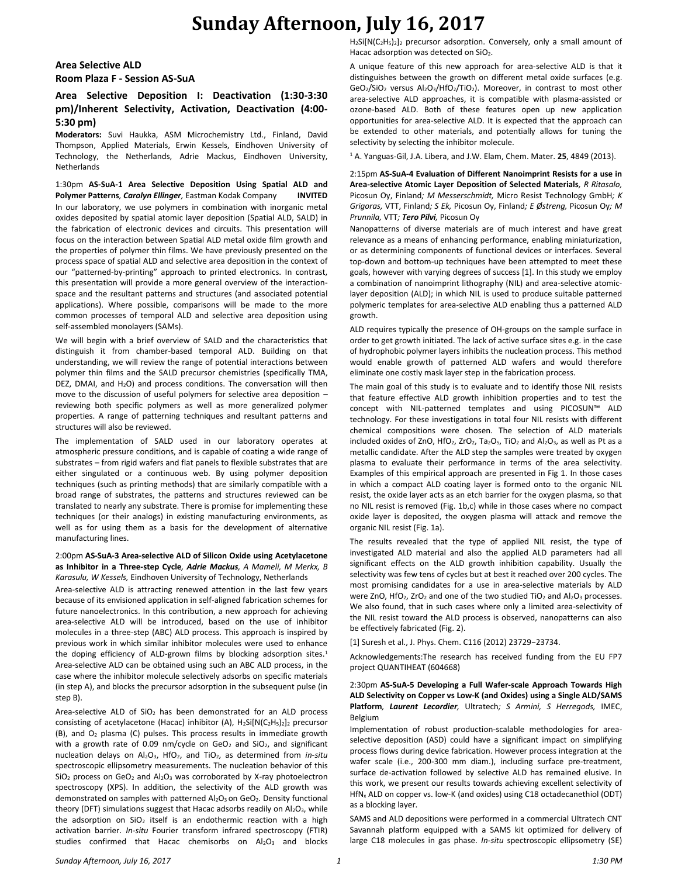# Sunday Afternoon, July 16, 2017

## Area Selective ALD
## Room Plaza F - Session AS-SuA

### Area Selective Deposition I: Deactivation (1:30-3:30 pm)/Inherent Selectivity, Activation, Deactivation (4:00-5:30 pm)

**Moderators:** Suvi Haukka, ASM Microchemistry Ltd., Finland, David Thompson, Applied Materials, Erwin Kessels, Eindhoven University of Technology, the Netherlands, Adrie Mackus, Eindhoven University, Netherlands

1:30pm **AS-SuA-1 Area Selective Deposition Using Spatial ALD and Polymer Patterns*, Carolyn Ellinger*,** Eastman Kodak Company **INVITED**

In our laboratory, we use polymers in combination with inorganic metal oxides deposited by spatial atomic layer deposition (Spatial ALD, SALD) in the fabrication of electronic devices and circuits. This presentation will focus on the interaction between Spatial ALD metal oxide film growth and the properties of polymer thin films. We have previously presented on the process space of spatial ALD and selective area deposition in the context of our "patterned-by-printing" approach to printed electronics. In contrast, this presentation will provide a more general overview of the interaction-space and the resultant patterns and structures (and associated potential applications). Where possible, comparisons will be made to the more common processes of temporal ALD and selective area deposition using self-assembled monolayers (SAMs).

We will begin with a brief overview of SALD and the characteristics that distinguish it from chamber-based temporal ALD. Building on that understanding, we will review the range of potential interactions between polymer thin films and the SALD precursor chemistries (specifically TMA, DEZ, DMAI, and $H_2O$) and process conditions. The conversation will then move to the discussion of useful polymers for selective area deposition – reviewing both specific polymers as well as more generalized polymer properties. A range of patterning techniques and resultant patterns and structures will also be reviewed.

The implementation of SALD used in our laboratory operates at atmospheric pressure conditions, and is capable of coating a wide range of substrates – from rigid wafers and flat panels to flexible substrates that are either singulated or a continuous web. By using polymer deposition techniques (such as printing methods) that are similarly compatible with a broad range of substrates, the patterns and structures reviewed can be translated to nearly any substrate. There is promise for implementing these techniques (or their analogs) in existing manufacturing environments, as well as for using them as a basis for the development of alternative manufacturing lines.

2:00pm **AS-SuA-3 Area-selective ALD of Silicon Oxide using Acetylacetone as Inhibitor in a Three-step Cycle*, Adrie Mackus*, *A Mameli, M Merkx, B Karasulu, W Kessels,*** Eindhoven University of Technology, Netherlands

Area-selective ALD is attracting renewed attention in the last few years because of its envisioned application in self-aligned fabrication schemes for future nanoelectronics. In this contribution, a new approach for achieving area-selective ALD will be introduced, based on the use of inhibitor molecules in a three-step (ABC) ALD process. This approach is inspired by previous work in which similar inhibitor molecules were used to enhance the doping efficiency of ALD-grown films by blocking adsorption sites.[1] Area-selective ALD can be obtained using such an ABC ALD process, in the case where the inhibitor molecule selectively adsorbs on specific materials (in step A), and blocks the precursor adsorption in the subsequent pulse (in step B).

Area-selective ALD of $SiO_2$ has been demonstrated for an ALD process consisting of acetylacetone (Hacac) inhibitor (A), $H_2Si[N(C_2H_5)_2]_2$ precursor (B), and $O_2$ plasma (C) pulses. This process results in immediate growth with a growth rate of 0.09 nm/cycle on $GeO_2$ and $SiO_2$, and significant nucleation delays on $Al_2O_3$, $HfO_2$, and $TiO_2$, as determined from *in-situ* spectroscopic ellipsometry measurements. The nucleation behavior of this $SiO_2$ process on $GeO_2$ and $Al_2O_3$ was corroborated by X-ray photoelectron spectroscopy (XPS). In addition, the selectivity of the ALD growth was demonstrated on samples with patterned $Al_2O_3$ on $GeO_2$. Density functional theory (DFT) simulations suggest that Hacac adsorbs readily on $Al_2O_3$, while the adsorption on $SiO_2$ itself is an endothermic reaction with a high activation barrier. *In-situ* Fourier transform infrared spectroscopy (FTIR) studies confirmed that Hacac chemisorbs on $Al_2O_3$ and blocks $H_2Si[N(C_2H_5)_2]_2$ precursor adsorption. Conversely, only a small amount of Hacac adsorption was detected on $SiO_2$.

A unique feature of this new approach for area-selective ALD is that it distinguishes between the growth on different metal oxide surfaces (e.g. $GeO_2$/$SiO_2$ versus $Al_2O_3$/$HfO_2$/$TiO_2$). Moreover, in contrast to most other area-selective ALD approaches, it is compatible with plasma-assisted or ozone-based ALD. Both of these features open up new application opportunities for area-selective ALD. It is expected that the approach can be extended to other materials, and potentially allows for tuning the selectivity by selecting the inhibitor molecule.

[1] A. Yanguas-Gil, J.A. Libera, and J.W. Elam, Chem. Mater. **25**, 4849 (2013).

2:15pm **AS-SuA-4 Evaluation of Different Nanoimprint Resists for a use in Area-selective Atomic Layer Deposition of Selected Materials***, R Ritasalo,* Picosun Oy, Finland*; M Messerschmidt,* Micro Resist Technology GmbH*; K Grigoras,* VTT, Finland*; S Ek,* Picosun Oy, Finland*; E Østreng,* Picosun Oy*; M Prunnila,* VTT*;* ***Tero Pilvi***, Picosun Oy

Nanopatterns of diverse materials are of much interest and have great relevance as a means of enhancing performance, enabling miniaturization, or as determining components of functional devices or interfaces. Several top-down and bottom-up techniques have been attempted to meet these goals, however with varying degrees of success [1]. In this study we employ a combination of nanoimprint lithography (NIL) and area-selective atomic-layer deposition (ALD); in which NIL is used to produce suitable patterned polymeric templates for area-selective ALD enabling thus a patterned ALD growth.

ALD requires typically the presence of OH-groups on the sample surface in order to get growth initiated. The lack of active surface sites e.g. in the case of hydrophobic polymer layers inhibits the nucleation process. This method would enable growth of patterned ALD wafers and would therefore eliminate one costly mask layer step in the fabrication process.

The main goal of this study is to evaluate and to identify those NIL resists that feature effective ALD growth inhibition properties and to test the concept with NIL-patterned templates and using PICOSUN™ ALD technology. For these investigations in total four NIL resists with different chemical compositions were chosen. The selection of ALD materials included oxides of ZnO, $HfO_2$, $ZrO_2$, $Ta_2O_5$, $TiO_2$ and $Al_2O_3$, as well as Pt as a metallic candidate. After the ALD step the samples were treated by oxygen plasma to evaluate their performance in terms of the area selectivity. Examples of this empirical approach are presented in Fig 1. In those cases in which a compact ALD coating layer is formed onto to the organic NIL resist, the oxide layer acts as an etch barrier for the oxygen plasma, so that no NIL resist is removed (Fig. 1b,c) while in those cases where no compact oxide layer is deposited, the oxygen plasma will attack and remove the organic NIL resist (Fig. 1a).

The results revealed that the type of applied NIL resist, the type of investigated ALD material and also the applied ALD parameters had all significant effects on the ALD growth inhibition capability. Usually the selectivity was few tens of cycles but at best it reached over 200 cycles. The most promising candidates for a use in area-selective materials by ALD were ZnO, $HfO_2$, $ZrO_2$ and one of the two studied $TiO_2$ and $Al_2O_3$ processes. We also found, that in such cases where only a limited area-selectivity of the NIL resist toward the ALD process is observed, nanopatterns can also be effectively fabricated (Fig. 2).

[1] Suresh et al., J. Phys. Chem. C116 (2012) 23729−23734.

Acknowledgements:The research has received funding from the EU FP7 project QUANTIHEAT (604668)

2:30pm **AS-SuA-5 Developing a Full Wafer-scale Approach Towards High ALD Selectivity on Copper vs Low-K (and Oxides) using a Single ALD/SAMS Platform*, Laurent Lecordier*,** Ultratech*; S Armini, S Herregods,* IMEC, Belgium

Implementation of robust production-scalable methodologies for area-selective deposition (ASD) could have a significant impact on simplifying process flows during device fabrication. However process integration at the wafer scale (i.e., 200-300 mm diam.), including surface pre-treatment, surface de-activation followed by selective ALD has remained elusive. In this work, we present our results towards achieving excellent selectivity of $HfN_x$ ALD on copper vs. low-K (and oxides) using C18 octadecanethiol (ODT) as a blocking layer.

SAMS and ALD depositions were performed in a commercial Ultratech CNT Savannah platform equipped with a SAMS kit optimized for delivery of large C18 molecules in gas phase. *In-situ* spectroscopic ellipsometry (SE)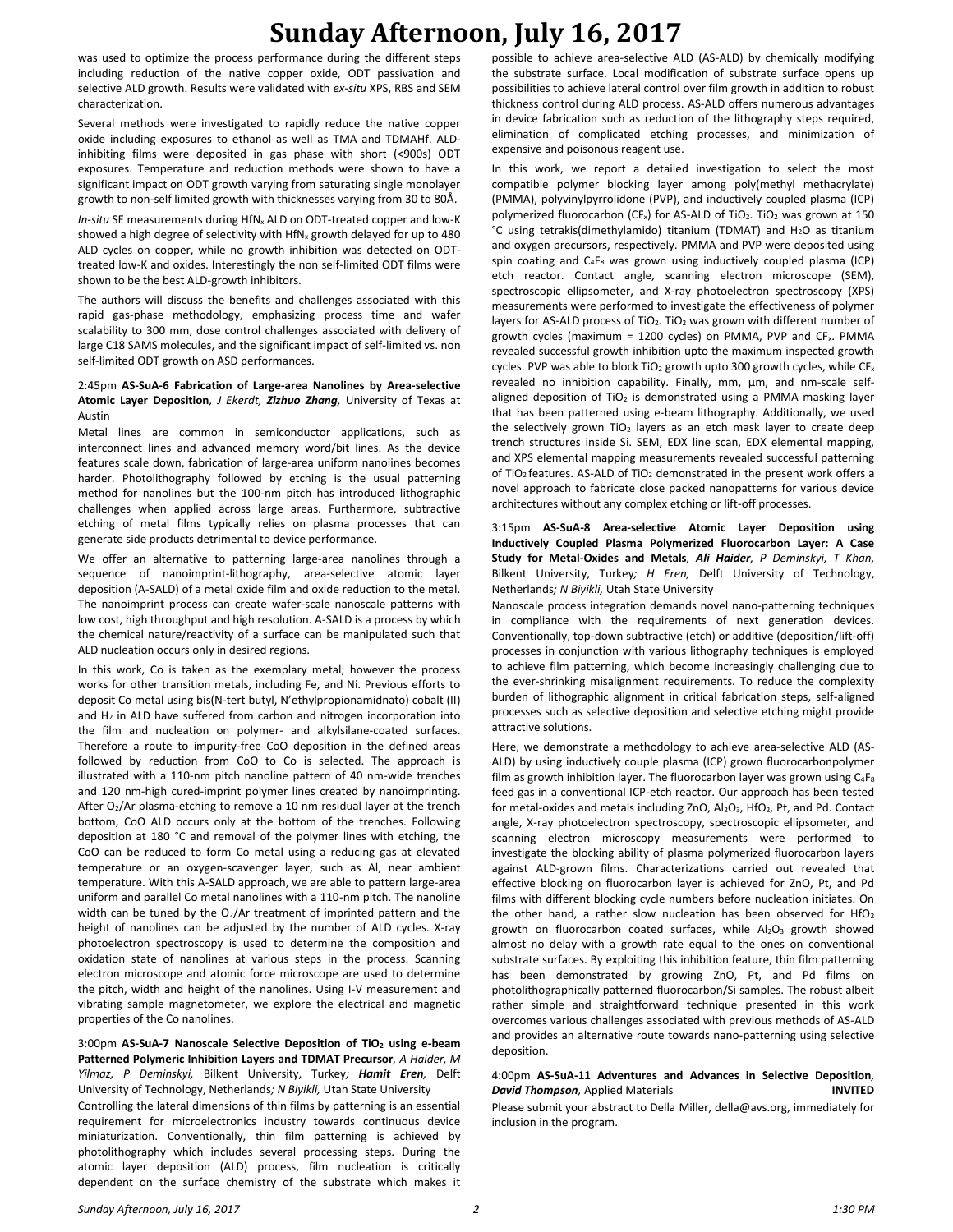was used to optimize the process performance during the different steps including reduction of the native copper oxide, ODT passivation and selective ALD growth. Results were validated with *ex-situ* XPS, RBS and SEM characterization.

Several methods were investigated to rapidly reduce the native copper oxide including exposures to ethanol as well as TMA and TDMAHf. ALD-inhibiting films were deposited in gas phase with short (<900s) ODT exposures. Temperature and reduction methods were shown to have a significant impact on ODT growth varying from saturating single monolayer growth to non-self limited growth with thicknesses varying from 30 to 80Å.

*In-situ* SE measurements during $HfN_x$ ALD on ODT-treated copper and low-K showed a high degree of selectivity with $HfN_x$ growth delayed for up to 480 ALD cycles on copper, while no growth inhibition was detected on ODT-treated low-K and oxides. Interestingly the non self-limited ODT films were shown to be the best ALD-growth inhibitors.

The authors will discuss the benefits and challenges associated with this rapid gas-phase methodology, emphasizing process time and wafer scalability to 300 mm, dose control challenges associated with delivery of large C18 SAMS molecules, and the significant impact of self-limited vs. non self-limited ODT growth on ASD performances.

2:45pm **AS-SuA-6 Fabrication of Large-area Nanolines by Area-selective Atomic Layer Deposition**, *J Ekerdt, **Zizhuo Zhang**,* University of Texas at Austin

Metal lines are common in semiconductor applications, such as interconnect lines and advanced memory word/bit lines. As the device features scale down, fabrication of large-area uniform nanolines becomes harder. Photolithography followed by etching is the usual patterning method for nanolines but the 100-nm pitch has introduced lithographic challenges when applied across large areas. Furthermore, subtractive etching of metal films typically relies on plasma processes that can generate side products detrimental to device performance.

We offer an alternative to patterning large-area nanolines through a sequence of nanoimprint-lithography, area-selective atomic layer deposition (A-SALD) of a metal oxide film and oxide reduction to the metal. The nanoimprint process can create wafer-scale nanoscale patterns with low cost, high throughput and high resolution. A-SALD is a process by which the chemical nature/reactivity of a surface can be manipulated such that ALD nucleation occurs only in desired regions.

In this work, Co is taken as the exemplary metal; however the process works for other transition metals, including Fe, and Ni. Previous efforts to deposit Co metal using bis(N-tert butyl, N'ethylpropionamidnato) cobalt (II) and $H_2$ in ALD have suffered from carbon and nitrogen incorporation into the film and nucleation on polymer- and alkylsilane-coated surfaces. Therefore a route to impurity-free CoO deposition in the defined areas followed by reduction from CoO to Co is selected. The approach is illustrated with a 110-nm pitch nanoline pattern of 40 nm-wide trenches and 120 nm-high cured-imprint polymer lines created by nanoimprinting. After $O_2$/Ar plasma-etching to remove a 10 nm residual layer at the trench bottom, CoO ALD occurs only at the bottom of the trenches. Following deposition at 180 °C and removal of the polymer lines with etching, the CoO can be reduced to form Co metal using a reducing gas at elevated temperature or an oxygen-scavenger layer, such as Al, near ambient temperature. With this A-SALD approach, we are able to pattern large-area uniform and parallel Co metal nanolines with a 110-nm pitch. The nanoline width can be tuned by the $O_2$/Ar treatment of imprinted pattern and the height of nanolines can be adjusted by the number of ALD cycles. X-ray photoelectron spectroscopy is used to determine the composition and oxidation state of nanolines at various steps in the process. Scanning electron microscope and atomic force microscope are used to determine the pitch, width and height of the nanolines. Using I-V measurement and vibrating sample magnetometer, we explore the electrical and magnetic properties of the Co nanolines.

3:00pm **AS-SuA-7 Nanoscale Selective Deposition of $TiO_2$ using e-beam Patterned Polymeric Inhibition Layers and TDMAT Precursor**, *A Haider, M Yilmaz, P Deminskyi,* Bilkent University, Turkey*; **Hamit Eren**,* Delft University of Technology, Netherlands*; N Biyikli,* Utah State University

Controlling the lateral dimensions of thin films by patterning is an essential requirement for microelectronics industry towards continuous device miniaturization. Conventionally, thin film patterning is achieved by photolithography which includes several processing steps. During the atomic layer deposition (ALD) process, film nucleation is critically dependent on the surface chemistry of the substrate which makes it possible to achieve area-selective ALD (AS-ALD) by chemically modifying the substrate surface. Local modification of substrate surface opens up possibilities to achieve lateral control over film growth in addition to robust thickness control during ALD process. AS-ALD offers numerous advantages in device fabrication such as reduction of the lithography steps required, elimination of complicated etching processes, and minimization of expensive and poisonous reagent use.

In this work, we report a detailed investigation to select the most compatible polymer blocking layer among poly(methyl methacrylate) (PMMA), polyvinylpyrrolidone (PVP), and inductively coupled plasma (ICP) polymerized fluorocarbon ($CF_x$) for AS-ALD of $TiO_2$. $TiO_2$ was grown at 150 °C using tetrakis(dimethylamido) titanium (TDMAT) and $H_2O$ as titanium and oxygen precursors, respectively. PMMA and PVP were deposited using spin coating and $C_4F_8$ was grown using inductively coupled plasma (ICP) etch reactor. Contact angle, scanning electron microscope (SEM), spectroscopic ellipsometer, and X-ray photoelectron spectroscopy (XPS) measurements were performed to investigate the effectiveness of polymer layers for AS-ALD process of $TiO_2$. $TiO_2$ was grown with different number of growth cycles (maximum = 1200 cycles) on PMMA, PVP and $CF_x$. PMMA revealed successful growth inhibition upto the maximum inspected growth cycles. PVP was able to block $TiO_2$ growth upto 300 growth cycles, while $CF_x$ revealed no inhibition capability. Finally, mm, µm, and nm-scale self-aligned deposition of $TiO_2$ is demonstrated using a PMMA masking layer that has been patterned using e-beam lithography. Additionally, we used the selectively grown $TiO_2$ layers as an etch mask layer to create deep trench structures inside Si. SEM, EDX line scan, EDX elemental mapping, and XPS elemental mapping measurements revealed successful patterning of $TiO_2$ features. AS-ALD of $TiO_2$ demonstrated in the present work offers a novel approach to fabricate close packed nanopatterns for various device architectures without any complex etching or lift-off processes.

3:15pm **AS-SuA-8 Area-selective Atomic Layer Deposition using Inductively Coupled Plasma Polymerized Fluorocarbon Layer: A Case Study for Metal-Oxides and Metals**, ***Ali Haider**, P Deminskyi, T Khan,* Bilkent University, Turkey*; H Eren,* Delft University of Technology, Netherlands*; N Biyikli,* Utah State University

Nanoscale process integration demands novel nano-patterning techniques in compliance with the requirements of next generation devices. Conventionally, top-down subtractive (etch) or additive (deposition/lift-off) processes in conjunction with various lithography techniques is employed to achieve film patterning, which become increasingly challenging due to the ever-shrinking misalignment requirements. To reduce the complexity burden of lithographic alignment in critical fabrication steps, self-aligned processes such as selective deposition and selective etching might provide attractive solutions.

Here, we demonstrate a methodology to achieve area-selective ALD (AS-ALD) by using inductively couple plasma (ICP) grown fluorocarbonpolymer film as growth inhibition layer. The fluorocarbon layer was grown using $C_4F_8$ feed gas in a conventional ICP-etch reactor. Our approach has been tested for metal-oxides and metals including ZnO, $Al_2O_3$, $HfO_2$, Pt, and Pd. Contact angle, X-ray photoelectron spectroscopy, spectroscopic ellipsometer, and scanning electron microscopy measurements were performed to investigate the blocking ability of plasma polymerized fluorocarbon layers against ALD-grown films. Characterizations carried out revealed that effective blocking on fluorocarbon layer is achieved for ZnO, Pt, and Pd films with different blocking cycle numbers before nucleation initiates. On the other hand, a rather slow nucleation has been observed for $HfO_2$ growth on fluorocarbon coated surfaces, while $Al_2O_3$ growth showed almost no delay with a growth rate equal to the ones on conventional substrate surfaces. By exploiting this inhibition feature, thin film patterning has been demonstrated by growing ZnO, Pt, and Pd films on photolithographically patterned fluorocarbon/Si samples. The robust albeit rather simple and straightforward technique presented in this work overcomes various challenges associated with previous methods of AS-ALD and provides an alternative route towards nano-patterning using selective deposition.

4:00pm **AS-SuA-11 Adventures and Advances in Selective Deposition**, ***David Thompson**,* Applied Materials **INVITED**

Please submit your abstract to Della Miller, della@avs.org, immediately for inclusion in the program.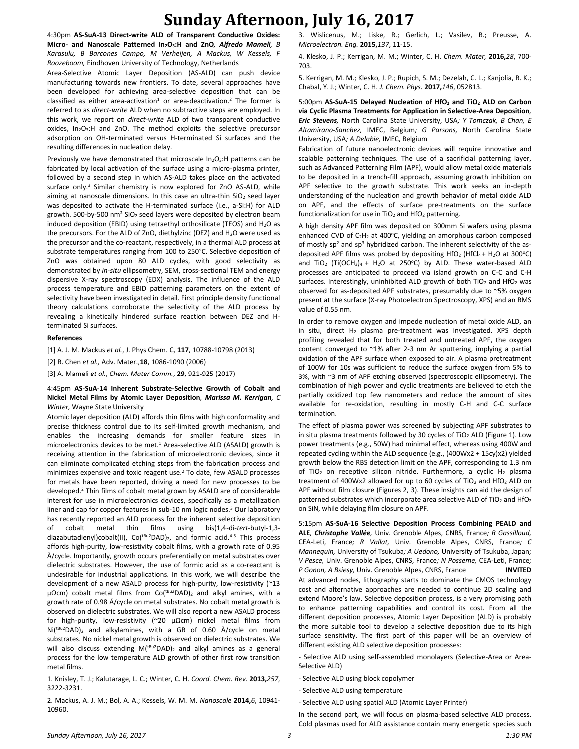# Sunday Afternoon, July 16, 2017

4:30pm **AS-SuA-13 Direct-write ALD of Transparent Conductive Oxides: Micro- and Nanoscale Patterned $In_2O_3$:H and ZnO**, ***Alfredo Mameli***, *B Karasulu, B Barcones Campo, M Verheijen, A Mackus, W Kessels, F Roozeboom,* Eindhoven University of Technology, Netherlands

Area-Selective Atomic Layer Deposition (AS-ALD) can push device manufacturing towards new frontiers. To date, several approaches have been developed for achieving area-selective deposition that can be classified as either area-activation[1] or area-deactivation.[2] The former is referred to as *direct-write* ALD when no subtractive steps are employed. In this work, we report on *direct-write* ALD of two transparent conductive oxides, $In_2O_3$:H and ZnO. The method exploits the selective precursor adsorption on OH-terminated versus H-terminated Si surfaces and the resulting differences in nucleation delay.

Previously we have demonstrated that microscale $In_2O_3$:H patterns can be fabricated by local activation of the surface using a micro-plasma printer, followed by a second step in which AS-ALD takes place on the activated surface only.[3] Similar chemistry is now explored for ZnO AS-ALD, while aiming at nanoscale dimensions. In this case an ultra-thin $SiO_2$ seed layer was deposited to activate the H-terminated surface (i.e., a-Si:H) for ALD growth. 500-by-500 nm² $SiO_2$ seed layers were deposited by electron beam induced deposition (EBID) using tetraethyl orthosilicate (TEOS) and $H_2O$ as the precursors. For the ALD of ZnO, diethylzinc (DEZ) and $H_2O$ were used as the precursor and the co-reactant, respectively, in a thermal ALD process at substrate temperatures ranging from 100 to 250°C. Selective deposition of ZnO was obtained upon 80 ALD cycles, with good selectivity as demonstrated by *in-situ* ellipsometry, SEM, cross-sectional TEM and energy dispersive X-ray spectroscopy (EDX) analysis. The influence of the ALD process temperature and EBID patterning parameters on the extent of selectivity have been investigated in detail. First principle density functional theory calculations corroborate the selectivity of the ALD process by revealing a kinetically hindered surface reaction between DEZ and H-terminated Si surfaces.

**References**

[1] A. J. M. Mackus *et al.*, J. Phys Chem. C, **117**, 10788-10798 (2013)

[2] R. Chen *et al.,* Adv. Mater.,**18**, 1086-1090 (2006)

[3] A. Mameli *et al.*, *Chem. Mater Comm.*, **29**, 921-925 (2017)

4:45pm **AS-SuA-14 Inherent Substrate-Selective Growth of Cobalt and Nickel Metal Films by Atomic Layer Deposition**, ***Marissa M. Kerrigan***, *C Winter,* Wayne State University

Atomic layer deposition (ALD) affords thin films with high conformality and precise thickness control due to its self-limited growth mechanism, and enables the increasing demands for smaller feature sizes in microelectronics devices to be met.[1] Area-selective ALD (ASALD) growth is receiving attention in the fabrication of microelectronic devices, since it can eliminate complicated etching steps from the fabrication process and minimizes expensive and toxic reagent use.[2] To date, few ASALD processes for metals have been reported, driving a need for new processes to be developed.[2] Thin films of cobalt metal grown by ASALD are of considerable interest for use in microelectronics devices, specifically as a metallization liner and cap for copper features in sub-10 nm logic nodes.[3] Our laboratory has recently reported an ALD process for the inherent selective deposition of cobalt metal thin films using bis(1,4-di-*tert*-butyl-1,3-diazabutadienyl)cobalt(II), $Co(^{tBu2}DAD)_2$, and formic acid.[4-5] This process affords high-purity, low-resistivity cobalt films, with a growth rate of 0.95 Å/cycle. Importantly, growth occurs preferentially on metal substrates over dielectric substrates. However, the use of formic acid as a co-reactant is undesirable for industrial applications. In this work, we will describe the development of a new ASALD process for high-purity, low-resistivity (~13 μΩcm) cobalt metal films from $Co(^{tBu2}DAD)_2$ and alkyl amines, with a growth rate of 0.98 Å/cycle on metal substrates. No cobalt metal growth is observed on dielectric substrates. We will also report a new ASALD process for high-purity, low-resistivity (~20 μΩcm) nickel metal films from $Ni(^{tBu2}DAD)_2$ and alkylamines, with a GR of 0.60 Å/cycle on metal substrates. No nickel metal growth is observed on dielectric substrates. We will also discuss extending $M(^{tBu2}DAD)_2$ and alkyl amines as a general process for the low temperature ALD growth of other first row transition metal films.

1. Knisley, T. J.; Kalutarage, L. C.; Winter, C. H. *Coord. Chem. Rev.* **2013,** *257*, 3222-3231.

2. Mackus, A. J. M.; Bol, A. A.; Kessels, W. M. M. *Nanoscale* **2014,** *6*, 10941-10960.

3. Wislicenus, M.; Liske, R.; Gerlich, L.; Vasilev, B.; Preusse, A. *Microelectron. Eng.* **2015,** *137*, 11-15.

4. Klesko, J. P.; Kerrigan, M. M.; Winter, C. H. *Chem. Mater,* **2016,** *28*, 700-703.

5. Kerrigan, M. M.; Klesko, J. P.; Rupich, S. M.; Dezelah, C. L.; Kanjolia, R. K.; Chabal, Y. J.; Winter, C. H. *J. Chem. Phys.* **2017,** *146*, 052813.

5:00pm **AS-SuA-15 Delayed Nucleation of $HfO_2$ and $TiO_2$ ALD on Carbon via Cyclic Plasma Treatments for Application in Selective-Area Deposition**, ***Eric Stevens***, North Carolina State University, USA; *Y Tomczak, B Chan, E Altamirano-Sanchez,* IMEC, Belgium; *G Parsons,* North Carolina State University, USA; *A Delabie,* IMEC, Belgium

Fabrication of future nanoelectronic devices will require innovative and scalable patterning techniques. The use of a sacrificial patterning layer, such as Advanced Patterning Film (APF), would allow metal oxide materials to be deposited in a trench-fill approach, assuming growth inhibition on APF selective to the growth substrate. This work seeks an in-depth understanding of the nucleation and growth behavior of metal oxide ALD on APF, and the effects of surface pre-treatments on the surface functionalization for use in $TiO_2$ and $HfO_2$ patterning.

A high density APF film was deposited on 300mm Si wafers using plasma enhanced CVD of $C_2H_2$ at 400°C, yielding an amorphous carbon composed of mostly sp² and sp³ hybridized carbon. The inherent selectivity of the as-deposited APF films was probed by depositing $HfO_2$ ($HfCl_4$ + $H_2O$ at 300°C) and $TiO_2$ ($Ti(OCH_3)_4$ + $H_2O$ at 250°C) by ALD. These water-based ALD processes are anticipated to proceed via island growth on C-C and C-H surfaces. Interestingly, uninhibited ALD growth of both $TiO_2$ and $HfO_2$ was observed for as-deposited APF substrates, presumably due to ~5% oxygen present at the surface (X-ray Photoelectron Spectroscopy, XPS) and an RMS value of 0.55 nm.

In order to remove oxygen and impede nucleation of metal oxide ALD, an in situ, direct $H_2$ plasma pre-treatment was investigated. XPS depth profiling revealed that for both treated and untreated APF, the oxygen content converged to ~1% after 2-3 nm Ar sputtering, implying a partial oxidation of the APF surface when exposed to air. A plasma pretreatment of 100W for 10s was sufficient to reduce the surface oxygen from 5% to 3%, with ~3 nm of APF etching observed (spectroscopic ellipsometry). The combination of high power and cyclic treatments are believed to etch the partially oxidized top few nanometers and reduce the amount of sites available for re-oxidation, resulting in mostly C-H and C-C surface termination.

The effect of plasma power was screened by subjecting APF substrates to in situ plasma treatments followed by 30 cycles of $TiO_2$ ALD (Figure 1). Low power treatments (e.g., 50W) had minimal effect, whereas using 400W and repeated cycling within the ALD sequence (e.g., (400Wx2 + 15cy)x2) yielded growth below the RBS detection limit on the APF, corresponding to 1.3 nm of $TiO_2$ on receptive silicon nitride. Furthermore, a cyclic $H_2$ plasma treatment of 400Wx2 allowed for up to 60 cycles of $TiO_2$ and $HfO_2$ ALD on APF without film closure (Figures 2, 3). These insights can aid the design of patterned substrates which incorporate area selective ALD of $TiO_2$ and $HfO_2$ on SiN, while delaying film closure on APF.

5:15pm **AS-SuA-16 Selective Deposition Process Combining PEALD and ALE**, ***Christophe Vallée***, Univ. Grenoble Alpes, CNRS, France; *R Gassilloud,* CEA-Leti, France; *R Vallat,* Univ. Grenoble Alpes, CNRS, France; *C Mannequin,* University of Tsukuba; *A Uedono,* University of Tsukuba, Japan; *V Pesce,* Univ. Grenoble Alpes, CNRS, France; *N Posseme,* CEA-Leti, France; *P Gonon, A Bsiesy,* Univ. Grenoble Alpes, CNRS, France **INVITED**

At advanced nodes, lithography starts to dominate the CMOS technology cost and alternative approaches are needed to continue 2D scaling and extend Moore's law. Selective deposition process, is a very promising path to enhance patterning capabilities and control its cost. From all the different deposition processes, Atomic Layer Deposition (ALD) is probably the more suitable tool to develop a selective deposition due to its high surface sensitivity. The first part of this paper will be an overview of different existing ALD selective deposition processes:

- Selective ALD using self-assembled monolayers (Selective-Area or Area-Selective ALD)

- Selective ALD using block copolymer

- Selective ALD using temperature

- Selective ALD using spatial ALD (Atomic Layer Printer)

In the second part, we will focus on plasma-based selective ALD process. Cold plasmas used for ALD assistance contain many energetic species such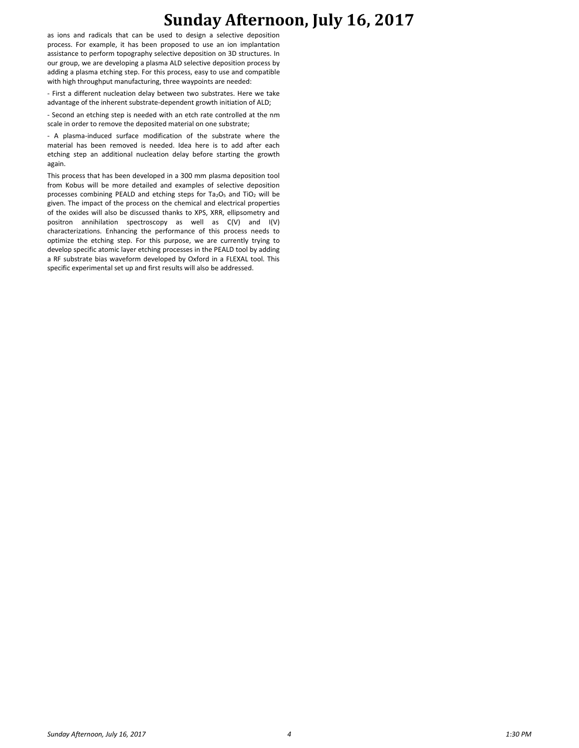as ions and radicals that can be used to design a selective deposition process. For example, it has been proposed to use an ion implantation assistance to perform topography selective deposition on 3D structures. In our group, we are developing a plasma ALD selective deposition process by adding a plasma etching step. For this process, easy to use and compatible with high throughput manufacturing, three waypoints are needed:

- First a different nucleation delay between two substrates. Here we take advantage of the inherent substrate-dependent growth initiation of ALD;

- Second an etching step is needed with an etch rate controlled at the nm scale in order to remove the deposited material on one substrate;

- A plasma-induced surface modification of the substrate where the material has been removed is needed. Idea here is to add after each etching step an additional nucleation delay before starting the growth again.

This process that has been developed in a 300 mm plasma deposition tool from Kobus will be more detailed and examples of selective deposition processes combining PEALD and etching steps for $Ta_2O_5$ and $TiO_2$ will be given. The impact of the process on the chemical and electrical properties of the oxides will also be discussed thanks to XPS, XRR, ellipsometry and positron annihilation spectroscopy as well as C(V) and I(V) characterizations. Enhancing the performance of this process needs to optimize the etching step. For this purpose, we are currently trying to develop specific atomic layer etching processes in the PEALD tool by adding a RF substrate bias waveform developed by Oxford in a FLEXAL tool. This specific experimental set up and first results will also be addressed.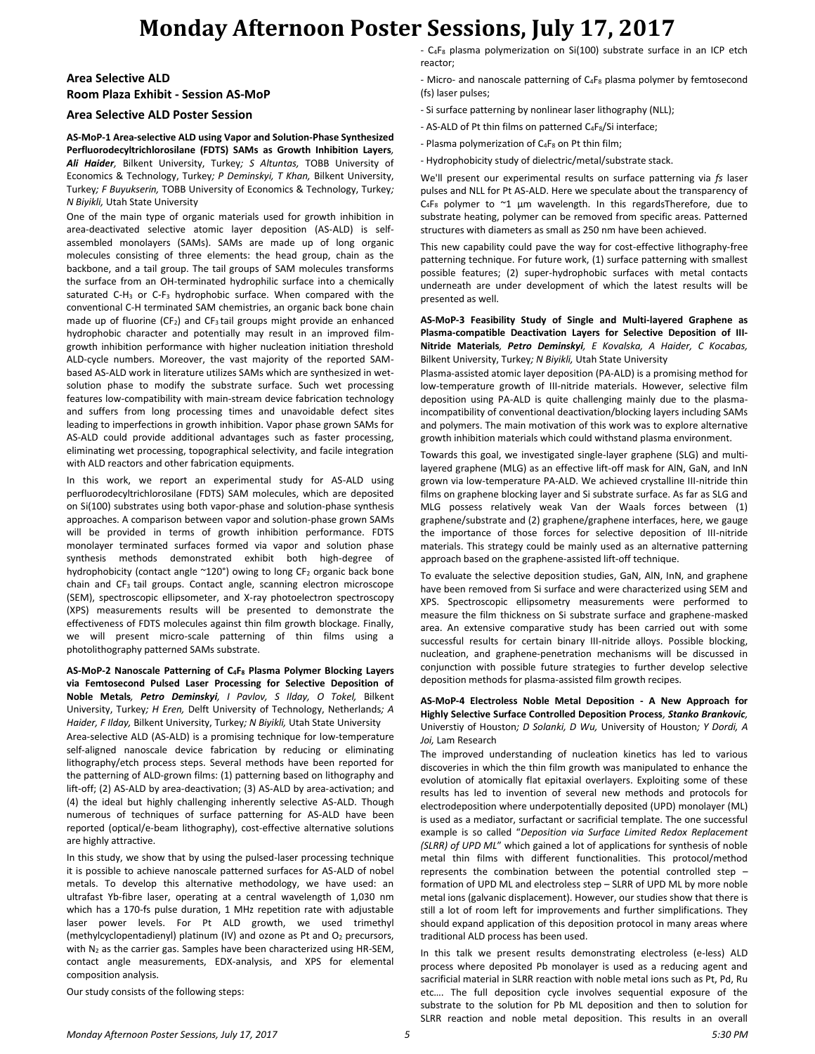## Area Selective ALD

### Room Plaza Exhibit - Session AS-MoP

### Area Selective ALD Poster Session

**AS-MoP-1 Area-selective ALD using Vapor and Solution-Phase Synthesized Perfluorodecyltrichlorosilane (FDTS) SAMs as Growth Inhibition Layers**, ***Ali Haider***, Bilkent University, Turkey*; S Altuntas,* TOBB University of Economics & Technology, Turkey*; P Deminskyi, T Khan,* Bilkent University, Turkey*; F Buyukserin,* TOBB University of Economics & Technology, Turkey*; N Biyikli,* Utah State University

One of the main type of organic materials used for growth inhibition in area-deactivated selective atomic layer deposition (AS-ALD) is self-assembled monolayers (SAMs). SAMs are made up of long organic molecules consisting of three elements: the head group, chain as the backbone, and a tail group. The tail groups of SAM molecules transforms the surface from an OH-terminated hydrophilic surface into a chemically saturated C-$H_3$ or C-$F_3$ hydrophobic surface. When compared with the conventional C-H terminated SAM chemistries, an organic back bone chain made up of fluorine ($CF_2$) and $CF_3$ tail groups might provide an enhanced hydrophobic character and potentially may result in an improved film-growth inhibition performance with higher nucleation initiation threshold ALD-cycle numbers. Moreover, the vast majority of the reported SAM-based AS-ALD work in literature utilizes SAMs which are synthesized in wet-solution phase to modify the substrate surface. Such wet processing features low-compatibility with main-stream device fabrication technology and suffers from long processing times and unavoidable defect sites leading to imperfections in growth inhibition. Vapor phase grown SAMs for AS-ALD could provide additional advantages such as faster processing, eliminating wet processing, topographical selectivity, and facile integration with ALD reactors and other fabrication equipments.

In this work, we report an experimental study for AS-ALD using perfluorodecyltrichlorosilane (FDTS) SAM molecules, which are deposited on Si(100) substrates using both vapor-phase and solution-phase synthesis approaches. A comparison between vapor and solution-phase grown SAMs will be provided in terms of growth inhibition performance. FDTS monolayer terminated surfaces formed via vapor and solution phase synthesis methods demonstrated exhibit both high-degree of hydrophobicity (contact angle ~120°) owing to long $CF_2$ organic back bone chain and $CF_3$ tail groups. Contact angle, scanning electron microscope (SEM), spectroscopic ellipsometer, and X-ray photoelectron spectroscopy (XPS) measurements results will be presented to demonstrate the effectiveness of FDTS molecules against thin film growth blockage. Finally, we will present micro-scale patterning of thin films using a photolithography patterned SAMs substrate.

**AS-MoP-2 Nanoscale Patterning of $C_4F_8$ Plasma Polymer Blocking Layers via Femtosecond Pulsed Laser Processing for Selective Deposition of Noble Metals**, ***Petro Deminskyi***, *I Pavlov, S Ilday, O Tokel,* Bilkent University, Turkey*; H Eren,* Delft University of Technology, Netherlands*; A Haider, F Ilday,* Bilkent University, Turkey*; N Biyikli,* Utah State University

Area-selective ALD (AS-ALD) is a promising technique for low-temperature self-aligned nanoscale device fabrication by reducing or eliminating lithography/etch process steps. Several methods have been reported for the patterning of ALD-grown films: (1) patterning based on lithography and lift-off; (2) AS-ALD by area-deactivation; (3) AS-ALD by area-activation; and (4) the ideal but highly challenging inherently selective AS-ALD. Though numerous of techniques of surface patterning for AS-ALD have been reported (optical/e-beam lithography), cost-effective alternative solutions are highly attractive.

In this study, we show that by using the pulsed-laser processing technique it is possible to achieve nanoscale patterned surfaces for AS-ALD of nobel metals. To develop this alternative methodology, we have used: an ultrafast Yb-fibre laser, operating at a central wavelength of 1,030 nm which has a 170-fs pulse duration, 1 MHz repetition rate with adjustable laser power levels. For Pt ALD growth, we used trimethyl (methylcyclopentadienyl) platinum (IV) and ozone as Pt and $O_2$ precursors, with $N_2$ as the carrier gas. Samples have been characterized using HR-SEM, contact angle measurements, EDX-analysis, and XPS for elemental composition analysis.

Our study consists of the following steps:

- $C_4F_8$ plasma polymerization on Si(100) substrate surface in an ICP etch reactor;
- Micro- and nanoscale patterning of $C_4F_8$ plasma polymer by femtosecond (fs) laser pulses;
- Si surface patterning by nonlinear laser lithography (NLL);
- AS-ALD of Pt thin films on patterned $C_4F_8$/Si interface;
- Plasma polymerization of $C_4F_8$ on Pt thin film;
- Hydrophobicity study of dielectric/metal/substrate stack.

We'll present our experimental results on surface patterning via *fs* laser pulses and NLL for Pt AS-ALD. Here we speculate about the transparency of $C_4F_8$ polymer to ~1 µm wavelength. In this regardsTherefore, due to substrate heating, polymer can be removed from specific areas. Patterned structures with diameters as small as 250 nm have been achieved.

This new capability could pave the way for cost-effective lithography-free patterning technique. For future work, (1) surface patterning with smallest possible features; (2) super-hydrophobic surfaces with metal contacts underneath are under development of which the latest results will be presented as well.

**AS-MoP-3 Feasibility Study of Single and Multi-layered Graphene as Plasma-compatible Deactivation Layers for Selective Deposition of III-Nitride Materials**, ***Petro Deminskyi***, *E Kovalska, A Haider, C Kocabas,* Bilkent University, Turkey*; N Biyikli,* Utah State University

Plasma-assisted atomic layer deposition (PA-ALD) is a promising method for low-temperature growth of III-nitride materials. However, selective film deposition using PA-ALD is quite challenging mainly due to the plasma-incompatibility of conventional deactivation/blocking layers including SAMs and polymers. The main motivation of this work was to explore alternative growth inhibition materials which could withstand plasma environment.

Towards this goal, we investigated single-layer graphene (SLG) and multi-layered graphene (MLG) as an effective lift-off mask for AlN, GaN, and InN grown via low-temperature PA-ALD. We achieved crystalline III-nitride thin films on graphene blocking layer and Si substrate surface. As far as SLG and MLG possess relatively weak Van der Waals forces between (1) graphene/substrate and (2) graphene/graphene interfaces, here, we gauge the importance of those forces for selective deposition of III-nitride materials. This strategy could be mainly used as an alternative patterning approach based on the graphene-assisted lift-off technique.

To evaluate the selective deposition studies, GaN, AlN, InN, and graphene have been removed from Si surface and were characterized using SEM and XPS. Spectroscopic ellipsometry measurements were performed to measure the film thickness on Si substrate surface and graphene-masked area. An extensive comparative study has been carried out with some successful results for certain binary III-nitride alloys. Possible blocking, nucleation, and graphene-penetration mechanisms will be discussed in conjunction with possible future strategies to further develop selective deposition methods for plasma-assisted film growth recipes.

**AS-MoP-4 Electroless Noble Metal Deposition - A New Approach for Highly Selective Surface Controlled Deposition Process**, ***Stanko Brankovic***, Universtiy of Houston*; D Solanki, D Wu,* University of Houston*; Y Dordi, A Joi,* Lam Research

The improved understanding of nucleation kinetics has led to various discoveries in which the thin film growth was manipulated to enhance the evolution of atomically flat epitaxial overlayers. Exploiting some of these results has led to invention of several new methods and protocols for electrodeposition where underpotentially deposited (UPD) monolayer (ML) is used as a mediator, surfactant or sacrificial template. The one successful example is so called "*Deposition via Surface Limited Redox Replacement (SLRR) of UPD ML*" which gained a lot of applications for synthesis of noble metal thin films with different functionalities. This protocol/method represents the combination between the potential controlled step – formation of UPD ML and electroless step – SLRR of UPD ML by more noble metal ions (galvanic displacement). However, our studies show that there is still a lot of room left for improvements and further simplifications. They should expand application of this deposition protocol in many areas where traditional ALD process has been used.

In this talk we present results demonstrating electroless (e-less) ALD process where deposited Pb monolayer is used as a reducing agent and sacrificial material in SLRR reaction with noble metal ions such as Pt, Pd, Ru etc…. The full deposition cycle involves sequential exposure of the substrate to the solution for Pb ML deposition and then to solution for SLRR reaction and noble metal deposition. This results in an overall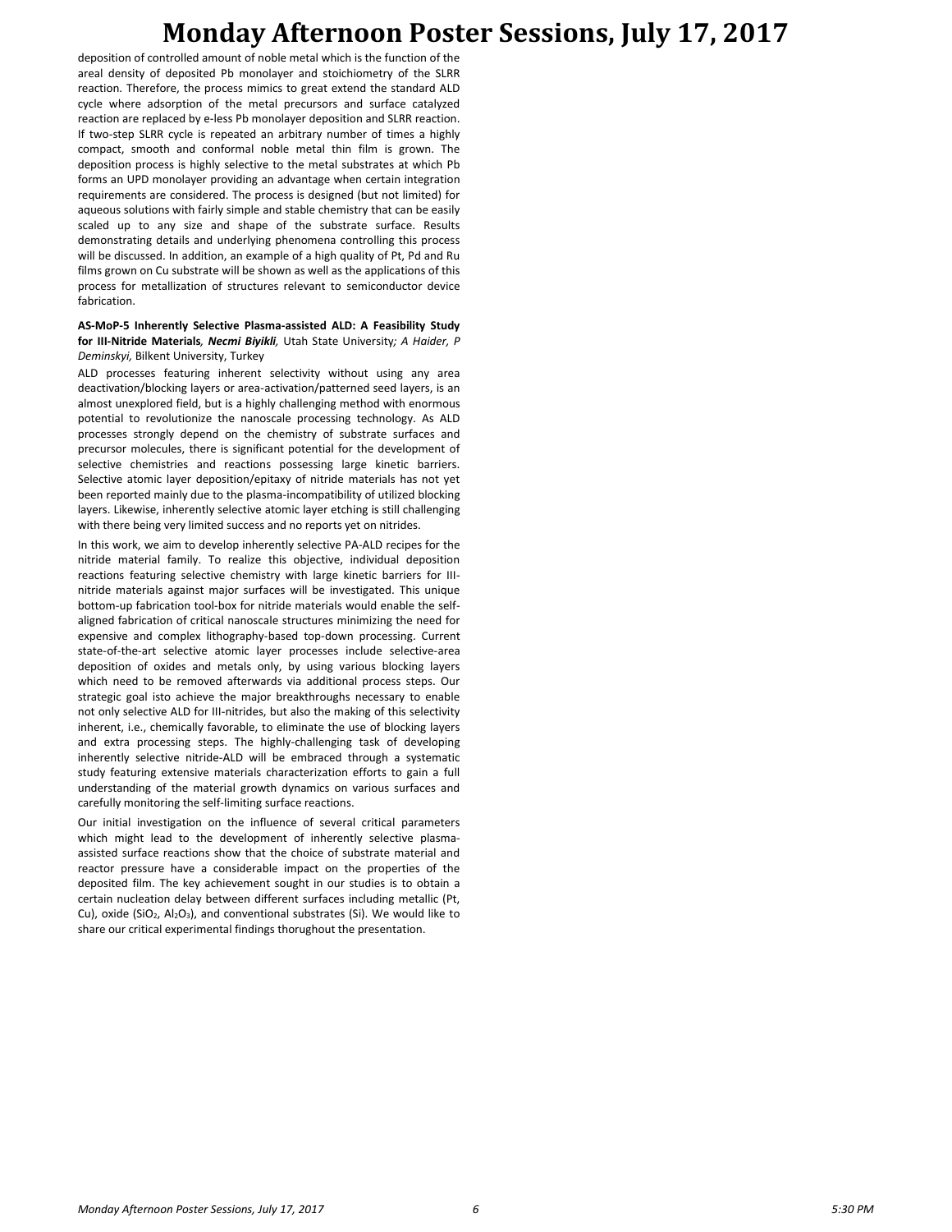deposition of controlled amount of noble metal which is the function of the areal density of deposited Pb monolayer and stoichiometry of the SLRR reaction. Therefore, the process mimics to great extend the standard ALD cycle where adsorption of the metal precursors and surface catalyzed reaction are replaced by e-less Pb monolayer deposition and SLRR reaction. If two-step SLRR cycle is repeated an arbitrary number of times a highly compact, smooth and conformal noble metal thin film is grown. The deposition process is highly selective to the metal substrates at which Pb forms an UPD monolayer providing an advantage when certain integration requirements are considered. The process is designed (but not limited) for aqueous solutions with fairly simple and stable chemistry that can be easily scaled up to any size and shape of the substrate surface. Results demonstrating details and underlying phenomena controlling this process will be discussed. In addition, an example of a high quality of Pt, Pd and Ru films grown on Cu substrate will be shown as well as the applications of this process for metallization of structures relevant to semiconductor device fabrication.

**AS-MoP-5 Inherently Selective Plasma-assisted ALD: A Feasibility Study for III-Nitride Materials***, **Necmi Biyikli**,* Utah State University*; A Haider, P Deminskyi,* Bilkent University, Turkey

ALD processes featuring inherent selectivity without using any area deactivation/blocking layers or area-activation/patterned seed layers, is an almost unexplored field, but is a highly challenging method with enormous potential to revolutionize the nanoscale processing technology. As ALD processes strongly depend on the chemistry of substrate surfaces and precursor molecules, there is significant potential for the development of selective chemistries and reactions possessing large kinetic barriers. Selective atomic layer deposition/epitaxy of nitride materials has not yet been reported mainly due to the plasma-incompatibility of utilized blocking layers. Likewise, inherently selective atomic layer etching is still challenging with there being very limited success and no reports yet on nitrides.

In this work, we aim to develop inherently selective PA-ALD recipes for the nitride material family. To realize this objective, individual deposition reactions featuring selective chemistry with large kinetic barriers for III-nitride materials against major surfaces will be investigated. This unique bottom-up fabrication tool-box for nitride materials would enable the self-aligned fabrication of critical nanoscale structures minimizing the need for expensive and complex lithography-based top-down processing. Current state-of-the-art selective atomic layer processes include selective-area deposition of oxides and metals only, by using various blocking layers which need to be removed afterwards via additional process steps. Our strategic goal isto achieve the major breakthroughs necessary to enable not only selective ALD for III-nitrides, but also the making of this selectivity inherent, i.e., chemically favorable, to eliminate the use of blocking layers and extra processing steps. The highly-challenging task of developing inherently selective nitride-ALD will be embraced through a systematic study featuring extensive materials characterization efforts to gain a full understanding of the material growth dynamics on various surfaces and carefully monitoring the self-limiting surface reactions.

Our initial investigation on the influence of several critical parameters which might lead to the development of inherently selective plasma-assisted surface reactions show that the choice of substrate material and reactor pressure have a considerable impact on the properties of the deposited film. The key achievement sought in our studies is to obtain a certain nucleation delay between different surfaces including metallic (Pt, Cu), oxide ($SiO_2$, $Al_2O_3$), and conventional substrates (Si). We would like to share our critical experimental findings thorughout the presentation.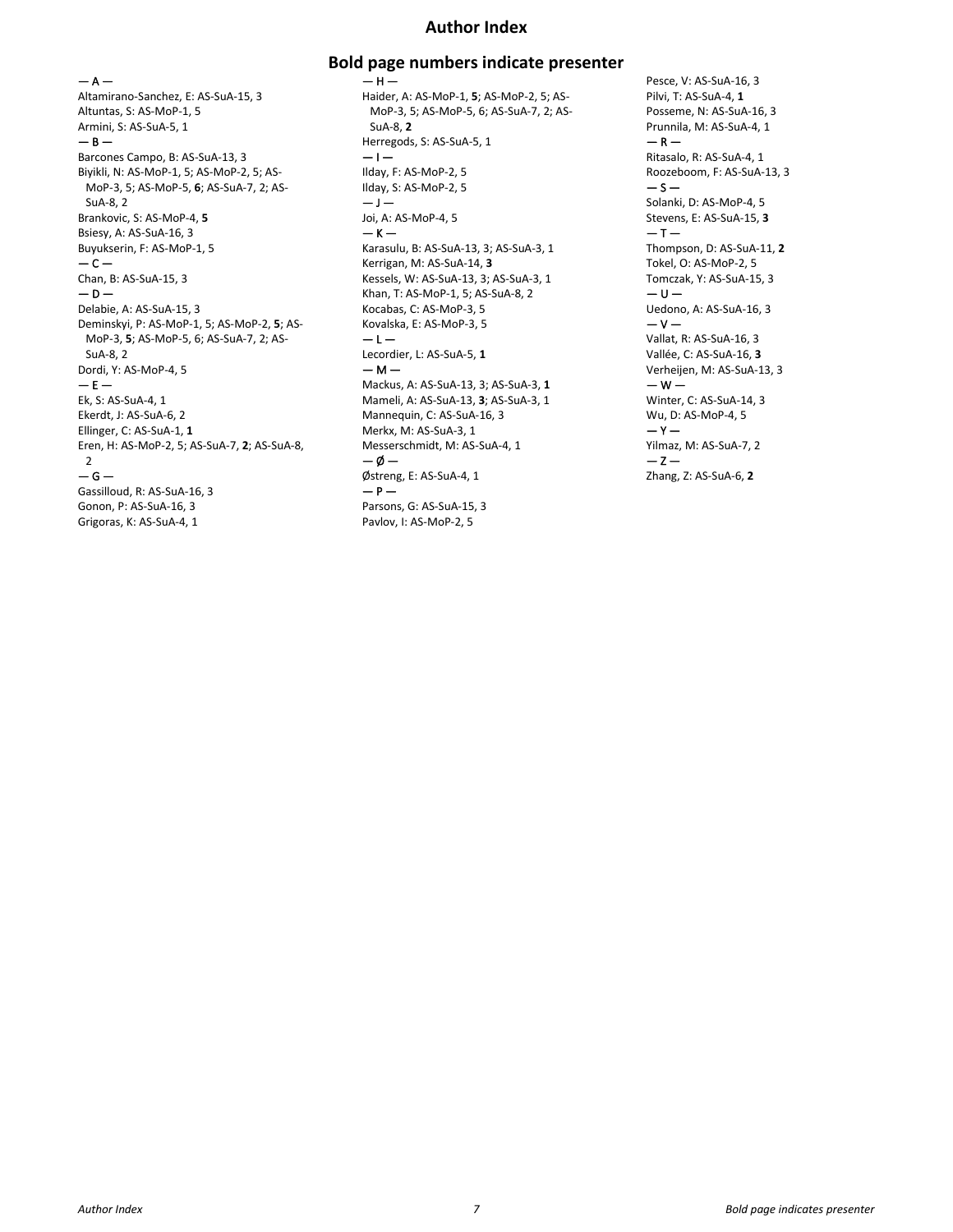# Author Index

## Bold page numbers indicate presenter

— A —
Altamirano-Sanchez, E: AS-SuA-15, 3
Altuntas, S: AS-MoP-1, 5
Armini, S: AS-SuA-5, 1
— B —
Barcones Campo, B: AS-SuA-13, 3
Biyikli, N: AS-MoP-1, 5; AS-MoP-2, 5; AS-MoP-3, 5; AS-MoP-5, **6**; AS-SuA-7, 2; AS-SuA-8, 2
Brankovic, S: AS-MoP-4, **5**
Bsiesy, A: AS-SuA-16, 3
Buyukserin, F: AS-MoP-1, 5
— C —
Chan, B: AS-SuA-15, 3
— D —
Delabie, A: AS-SuA-15, 3
Deminskyi, P: AS-MoP-1, 5; AS-MoP-2, **5**; AS-MoP-3, **5**; AS-MoP-5, 6; AS-SuA-7, 2; AS-SuA-8, 2
Dordi, Y: AS-MoP-4, 5
— E —
Ek, S: AS-SuA-4, 1
Ekerdt, J: AS-SuA-6, 2
Ellinger, C: AS-SuA-1, **1**
Eren, H: AS-MoP-2, 5; AS-SuA-7, **2**; AS-SuA-8, 2
— G —
Gassilloud, R: AS-SuA-16, 3
Gonon, P: AS-SuA-16, 3
Grigoras, K: AS-SuA-4, 1
— H —
Haider, A: AS-MoP-1, **5**; AS-MoP-2, 5; AS-MoP-3, 5; AS-MoP-5, 6; AS-SuA-7, 2; AS-SuA-8, **2**
Herregods, S: AS-SuA-5, 1
— I —
Ilday, F: AS-MoP-2, 5
Ilday, S: AS-MoP-2, 5
— J —
Joi, A: AS-MoP-4, 5
— K —
Karasulu, B: AS-SuA-13, 3; AS-SuA-3, 1
Kerrigan, M: AS-SuA-14, **3**
Kessels, W: AS-SuA-13, 3; AS-SuA-3, 1
Khan, T: AS-MoP-1, 5; AS-SuA-8, 2
Kocabas, C: AS-MoP-3, 5
Kovalska, E: AS-MoP-3, 5
— L —
Lecordier, L: AS-SuA-5, **1**
— M —
Mackus, A: AS-SuA-13, 3; AS-SuA-3, **1**
Mameli, A: AS-SuA-13, **3**; AS-SuA-3, 1
Mannequin, C: AS-SuA-16, 3
Merkx, M: AS-SuA-3, 1
Messerschmidt, M: AS-SuA-4, 1
— Ø —
Østreng, E: AS-SuA-4, 1
— P —
Parsons, G: AS-SuA-15, 3
Pavlov, I: AS-MoP-2, 5
Pesce, V: AS-SuA-16, 3
Pilvi, T: AS-SuA-4, **1**
Posseme, N: AS-SuA-16, 3
Prunnila, M: AS-SuA-4, 1
— R —
Ritasalo, R: AS-SuA-4, 1
Roozeboom, F: AS-SuA-13, 3
— S —
Solanki, D: AS-MoP-4, 5
Stevens, E: AS-SuA-15, **3**
— T —
Thompson, D: AS-SuA-11, **2**
Tokel, O: AS-MoP-2, 5
Tomczak, Y: AS-SuA-15, 3
— U —
Uedono, A: AS-SuA-16, 3
— V —
Vallat, R: AS-SuA-16, 3
Vallée, C: AS-SuA-16, **3**
Verheijen, M: AS-SuA-13, 3
— W —
Winter, C: AS-SuA-14, 3
Wu, D: AS-MoP-4, 5
— Y —
Yilmaz, M: AS-SuA-7, 2
— Z —
Zhang, Z: AS-SuA-6, **2**